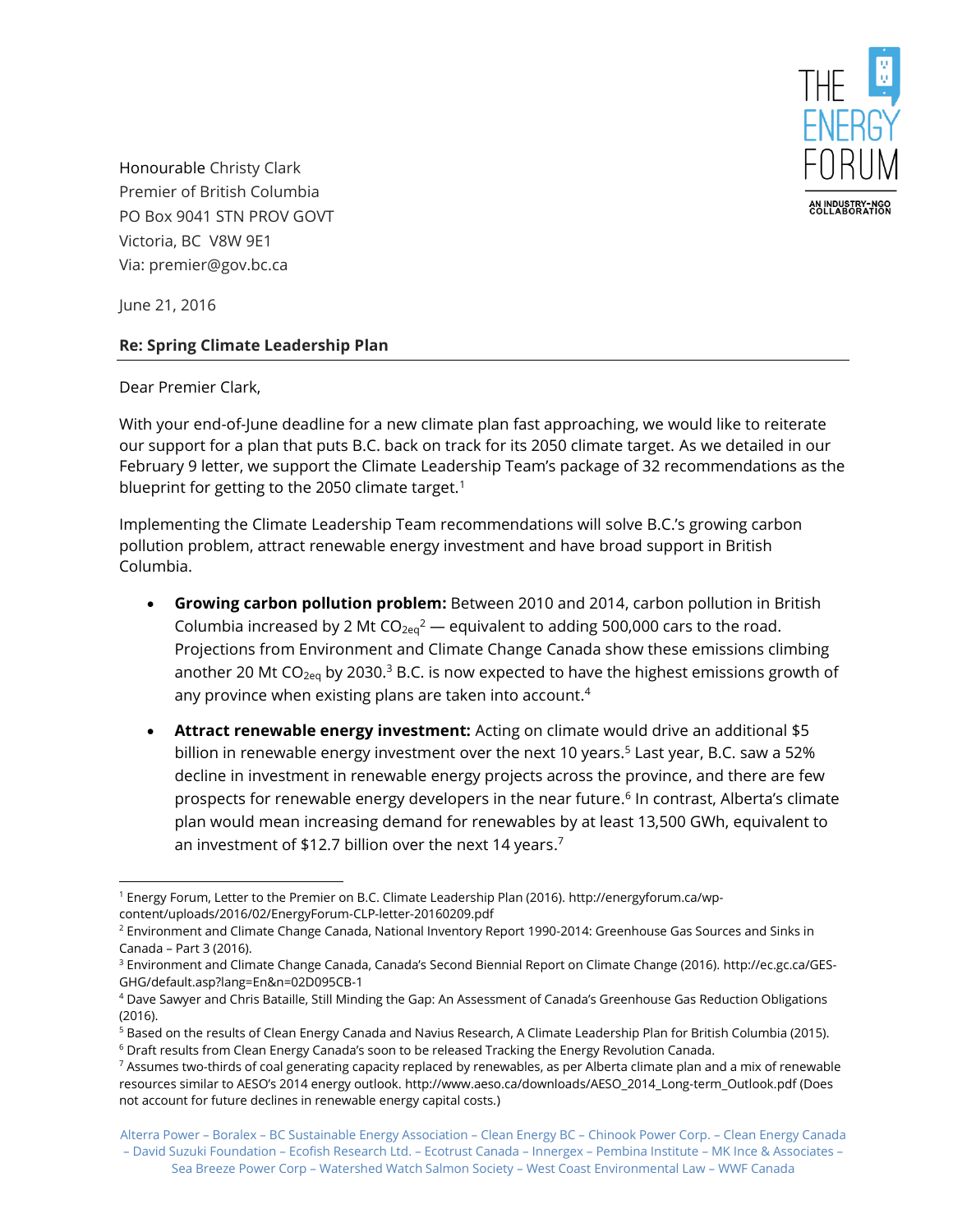THE ENERGY FORUM

AN INDUSTRY-NGO COLLABORATION

Honourable Christy Clark
Premier of British Columbia
PO Box 9041 STN PROV GOVT
Victoria, BC V8W 9E1
Via: premier@gov.bc.ca

June 21, 2016

**Re: Spring Climate Leadership Plan**

Dear Premier Clark,

With your end-of-June deadline for a new climate plan fast approaching, we would like to reiterate our support for a plan that puts B.C. back on track for its 2050 climate target. As we detailed in our February 9 letter, we support the Climate Leadership Team's package of 32 recommendations as the blueprint for getting to the 2050 climate target.[1]

Implementing the Climate Leadership Team recommendations will solve B.C.'s growing carbon pollution problem, attract renewable energy investment and have broad support in British Columbia.

- **Growing carbon pollution problem:** Between 2010 and 2014, carbon pollution in British Columbia increased by 2 Mt $CO_{2eq}$[2] — equivalent to adding 500,000 cars to the road. Projections from Environment and Climate Change Canada show these emissions climbing another 20 Mt $CO_{2eq}$ by 2030.[3] B.C. is now expected to have the highest emissions growth of any province when existing plans are taken into account.[4]
- **Attract renewable energy investment:** Acting on climate would drive an additional $5 billion in renewable energy investment over the next 10 years.[5] Last year, B.C. saw a 52% decline in investment in renewable energy projects across the province, and there are few prospects for renewable energy developers in the near future.[6] In contrast, Alberta's climate plan would mean increasing demand for renewables by at least 13,500 GWh, equivalent to an investment of $12.7 billion over the next 14 years.[7]

---

[1] Energy Forum, Letter to the Premier on B.C. Climate Leadership Plan (2016). http://energyforum.ca/wp-content/uploads/2016/02/EnergyForum-CLP-letter-20160209.pdf

[2] Environment and Climate Change Canada, National Inventory Report 1990-2014: Greenhouse Gas Sources and Sinks in Canada – Part 3 (2016).

[3] Environment and Climate Change Canada, Canada's Second Biennial Report on Climate Change (2016). http://ec.gc.ca/GES-GHG/default.asp?lang=En&n=02D095CB-1

[4] Dave Sawyer and Chris Bataille, Still Minding the Gap: An Assessment of Canada's Greenhouse Gas Reduction Obligations (2016).

[5] Based on the results of Clean Energy Canada and Navius Research, A Climate Leadership Plan for British Columbia (2015).

[6] Draft results from Clean Energy Canada's soon to be released Tracking the Energy Revolution Canada.

[7] Assumes two-thirds of coal generating capacity replaced by renewables, as per Alberta climate plan and a mix of renewable resources similar to AESO's 2014 energy outlook. http://www.aeso.ca/downloads/AESO_2014_Long-term_Outlook.pdf (Does not account for future declines in renewable energy capital costs.)

Alterra Power – Boralex – BC Sustainable Energy Association – Clean Energy BC – Chinook Power Corp. – Clean Energy Canada – David Suzuki Foundation – Ecofish Research Ltd. – Ecotrust Canada – Innergex – Pembina Institute – MK Ince & Associates – Sea Breeze Power Corp – Watershed Watch Salmon Society – West Coast Environmental Law – WWF Canada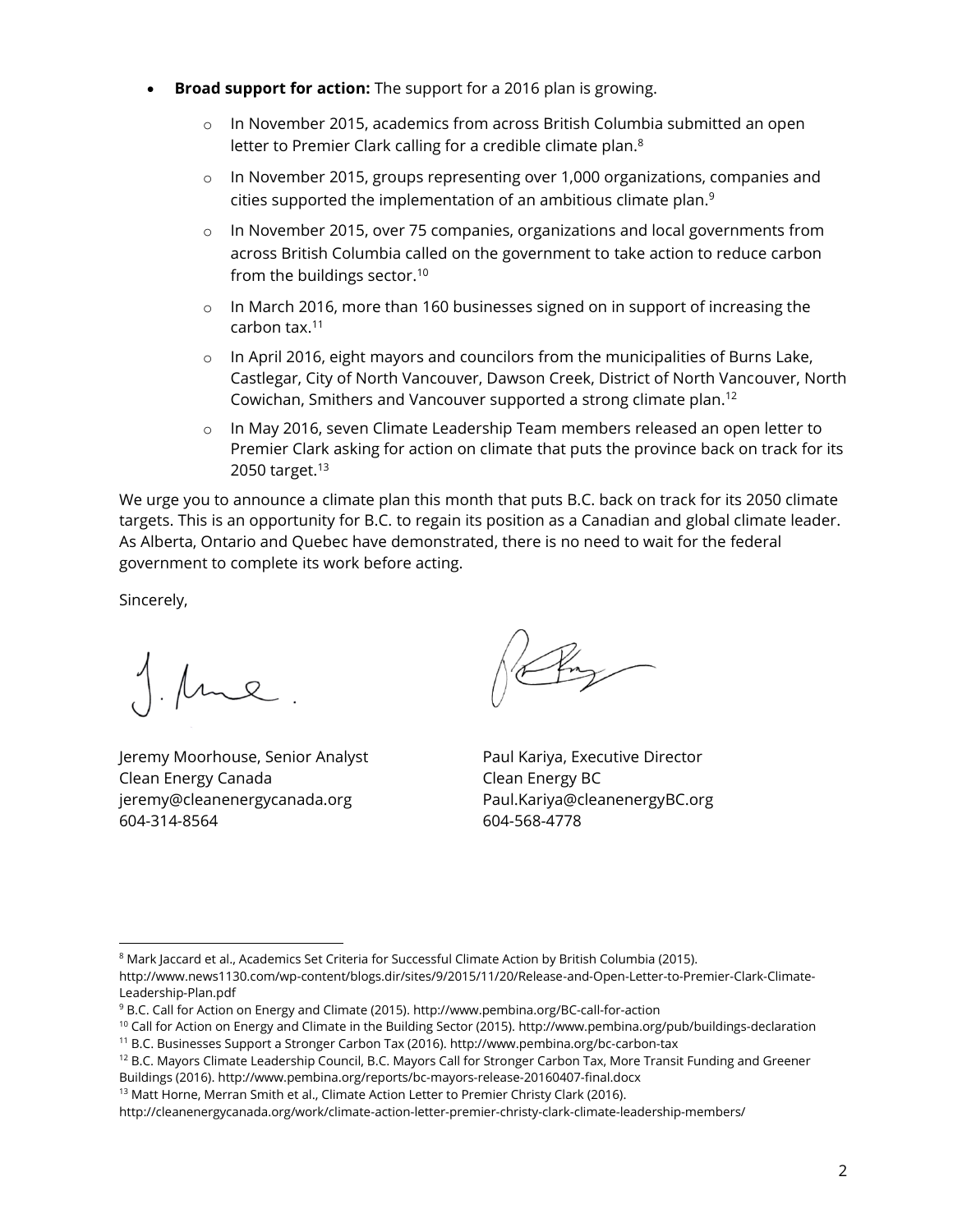- **Broad support for action:** The support for a 2016 plan is growing.
  - In November 2015, academics from across British Columbia submitted an open letter to Premier Clark calling for a credible climate plan.[8]
  - In November 2015, groups representing over 1,000 organizations, companies and cities supported the implementation of an ambitious climate plan.[9]
  - In November 2015, over 75 companies, organizations and local governments from across British Columbia called on the government to take action to reduce carbon from the buildings sector.[10]
  - In March 2016, more than 160 businesses signed on in support of increasing the carbon tax.[11]
  - In April 2016, eight mayors and councilors from the municipalities of Burns Lake, Castlegar, City of North Vancouver, Dawson Creek, District of North Vancouver, North Cowichan, Smithers and Vancouver supported a strong climate plan.[12]
  - In May 2016, seven Climate Leadership Team members released an open letter to Premier Clark asking for action on climate that puts the province back on track for its 2050 target.[13]

We urge you to announce a climate plan this month that puts B.C. back on track for its 2050 climate targets. This is an opportunity for B.C. to regain its position as a Canadian and global climate leader. As Alberta, Ontario and Quebec have demonstrated, there is no need to wait for the federal government to complete its work before acting.

Sincerely,

Jeremy Moorhouse, Senior Analyst
Clean Energy Canada
jeremy@cleanenergycanada.org
604-314-8564

Paul Kariya, Executive Director
Clean Energy BC
Paul.Kariya@cleanenergyBC.org
604-568-4778

---

[8] Mark Jaccard et al., Academics Set Criteria for Successful Climate Action by British Columbia (2015). http://www.news1130.com/wp-content/blogs.dir/sites/9/2015/11/20/Release-and-Open-Letter-to-Premier-Clark-Climate-Leadership-Plan.pdf

[9] B.C. Call for Action on Energy and Climate (2015). http://www.pembina.org/BC-call-for-action

[10] Call for Action on Energy and Climate in the Building Sector (2015). http://www.pembina.org/pub/buildings-declaration

[11] B.C. Businesses Support a Stronger Carbon Tax (2016). http://www.pembina.org/bc-carbon-tax

[12] B.C. Mayors Climate Leadership Council, B.C. Mayors Call for Stronger Carbon Tax, More Transit Funding and Greener Buildings (2016). http://www.pembina.org/reports/bc-mayors-release-20160407-final.docx

[13] Matt Horne, Merran Smith et al., Climate Action Letter to Premier Christy Clark (2016). http://cleanenergycanada.org/work/climate-action-letter-premier-christy-clark-climate-leadership-members/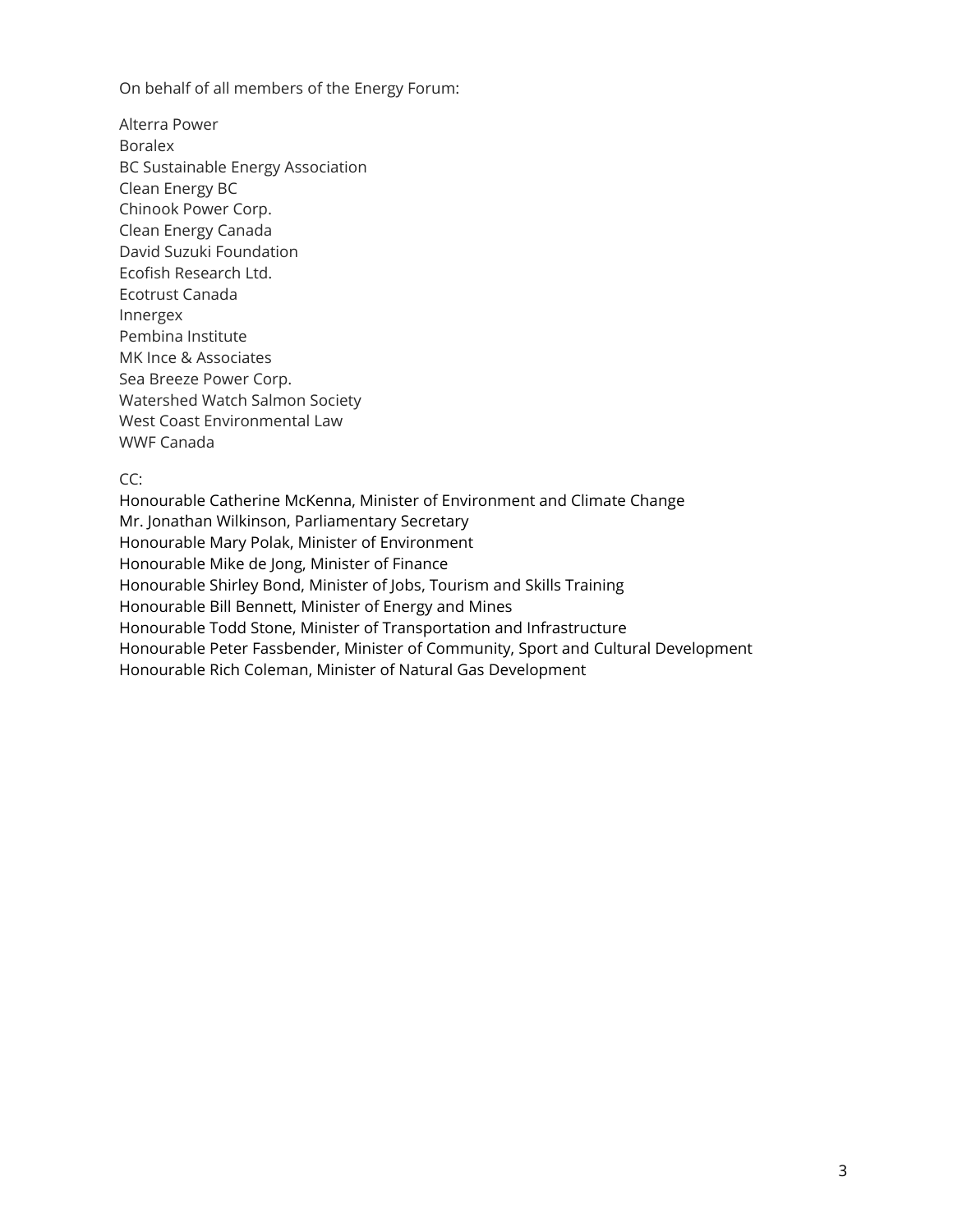On behalf of all members of the Energy Forum:

Alterra Power
Boralex
BC Sustainable Energy Association
Clean Energy BC
Chinook Power Corp.
Clean Energy Canada
David Suzuki Foundation
Ecofish Research Ltd.
Ecotrust Canada
Innergex
Pembina Institute
MK Ince & Associates
Sea Breeze Power Corp.
Watershed Watch Salmon Society
West Coast Environmental Law
WWF Canada

CC:
Honourable Catherine McKenna, Minister of Environment and Climate Change
Mr. Jonathan Wilkinson, Parliamentary Secretary
Honourable Mary Polak, Minister of Environment
Honourable Mike de Jong, Minister of Finance
Honourable Shirley Bond, Minister of Jobs, Tourism and Skills Training
Honourable Bill Bennett, Minister of Energy and Mines
Honourable Todd Stone, Minister of Transportation and Infrastructure
Honourable Peter Fassbender, Minister of Community, Sport and Cultural Development
Honourable Rich Coleman, Minister of Natural Gas Development